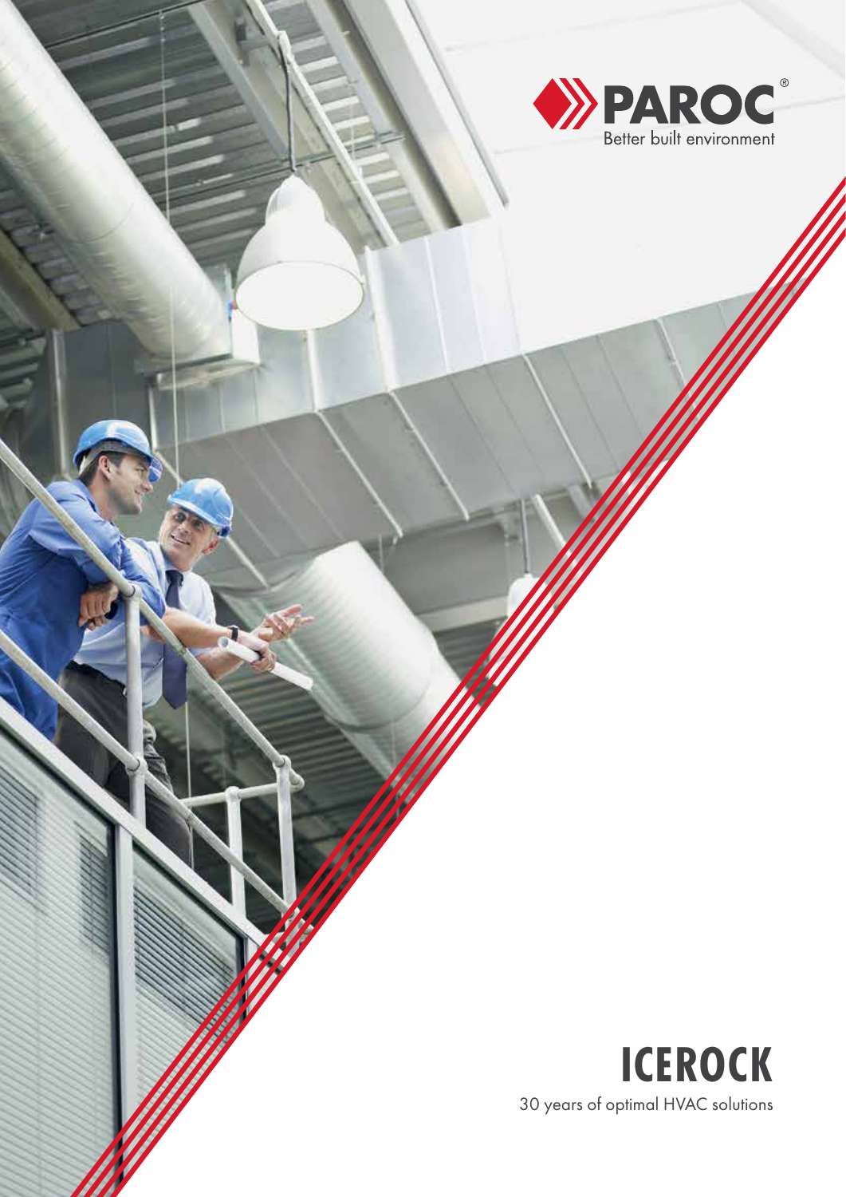PAROC®
Better built environment

# ICEROCK

30 years of optimal HVAC solutions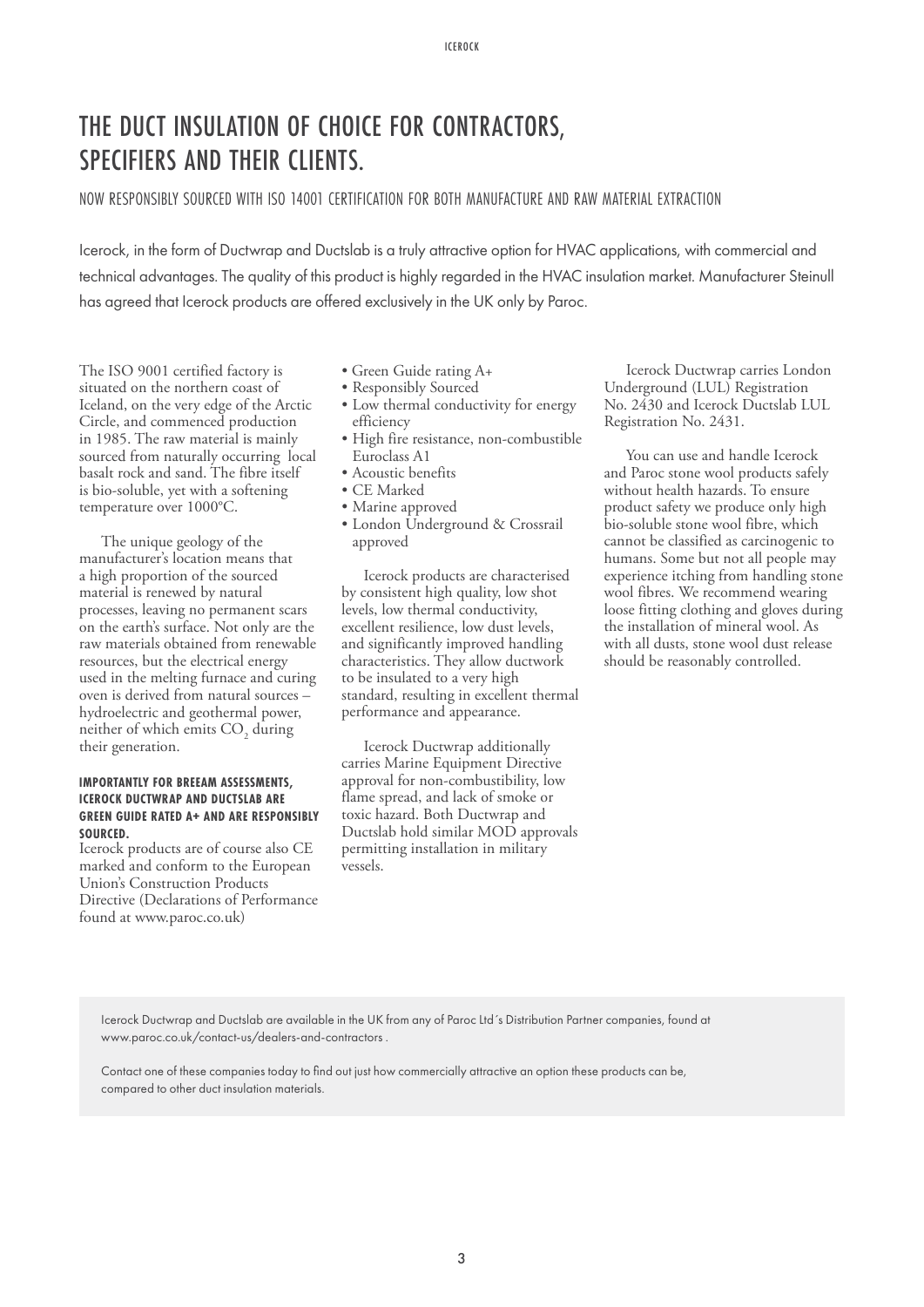# THE DUCT INSULATION OF CHOICE FOR CONTRACTORS, SPECIFIERS AND THEIR CLIENTS.

NOW RESPONSIBLY SOURCED WITH ISO 14001 CERTIFICATION FOR BOTH MANUFACTURE AND RAW MATERIAL EXTRACTION

Icerock, in the form of Ductwrap and Ductslab is a truly attractive option for HVAC applications, with commercial and technical advantages. The quality of this product is highly regarded in the HVAC insulation market. Manufacturer Steinull has agreed that Icerock products are offered exclusively in the UK only by Paroc.

The ISO 9001 certified factory is situated on the northern coast of Iceland, on the very edge of the Arctic Circle, and commenced production in 1985. The raw material is mainly sourced from naturally occurring local basalt rock and sand. The fibre itself is bio-soluble, yet with a softening temperature over 1000°C.

The unique geology of the manufacturer's location means that a high proportion of the sourced material is renewed by natural processes, leaving no permanent scars on the earth's surface. Not only are the raw materials obtained from renewable resources, but the electrical energy used in the melting furnace and curing oven is derived from natural sources – hydroelectric and geothermal power, neither of which emits $CO_2$ during their generation.

**IMPORTANTLY FOR BREEAM ASSESSMENTS, ICEROCK DUCTWRAP AND DUCTSLAB ARE GREEN GUIDE RATED A+ AND ARE RESPONSIBLY SOURCED.**

Icerock products are of course also CE marked and conform to the European Union's Construction Products Directive (Declarations of Performance found at www.paroc.co.uk)

- Green Guide rating A+
- Responsibly Sourced
- Low thermal conductivity for energy efficiency
- High fire resistance, non-combustible Euroclass A1
- Acoustic benefits
- CE Marked
- Marine approved
- London Underground & Crossrail approved

Icerock products are characterised by consistent high quality, low shot levels, low thermal conductivity, excellent resilience, low dust levels, and significantly improved handling characteristics. They allow ductwork to be insulated to a very high standard, resulting in excellent thermal performance and appearance.

Icerock Ductwrap additionally carries Marine Equipment Directive approval for non-combustibility, low flame spread, and lack of smoke or toxic hazard. Both Ductwrap and Ductslab hold similar MOD approvals permitting installation in military vessels.

Icerock Ductwrap carries London Underground (LUL) Registration No. 2430 and Icerock Ductslab LUL Registration No. 2431.

You can use and handle Icerock and Paroc stone wool products safely without health hazards. To ensure product safety we produce only high bio-soluble stone wool fibre, which cannot be classified as carcinogenic to humans. Some but not all people may experience itching from handling stone wool fibres. We recommend wearing loose fitting clothing and gloves during the installation of mineral wool. As with all dusts, stone wool dust release should be reasonably controlled.

Icerock Ductwrap and Ductslab are available in the UK from any of Paroc Ltd´s Distribution Partner companies, found at www.paroc.co.uk/contact-us/dealers-and-contractors .

Contact one of these companies today to find out just how commercially attractive an option these products can be, compared to other duct insulation materials.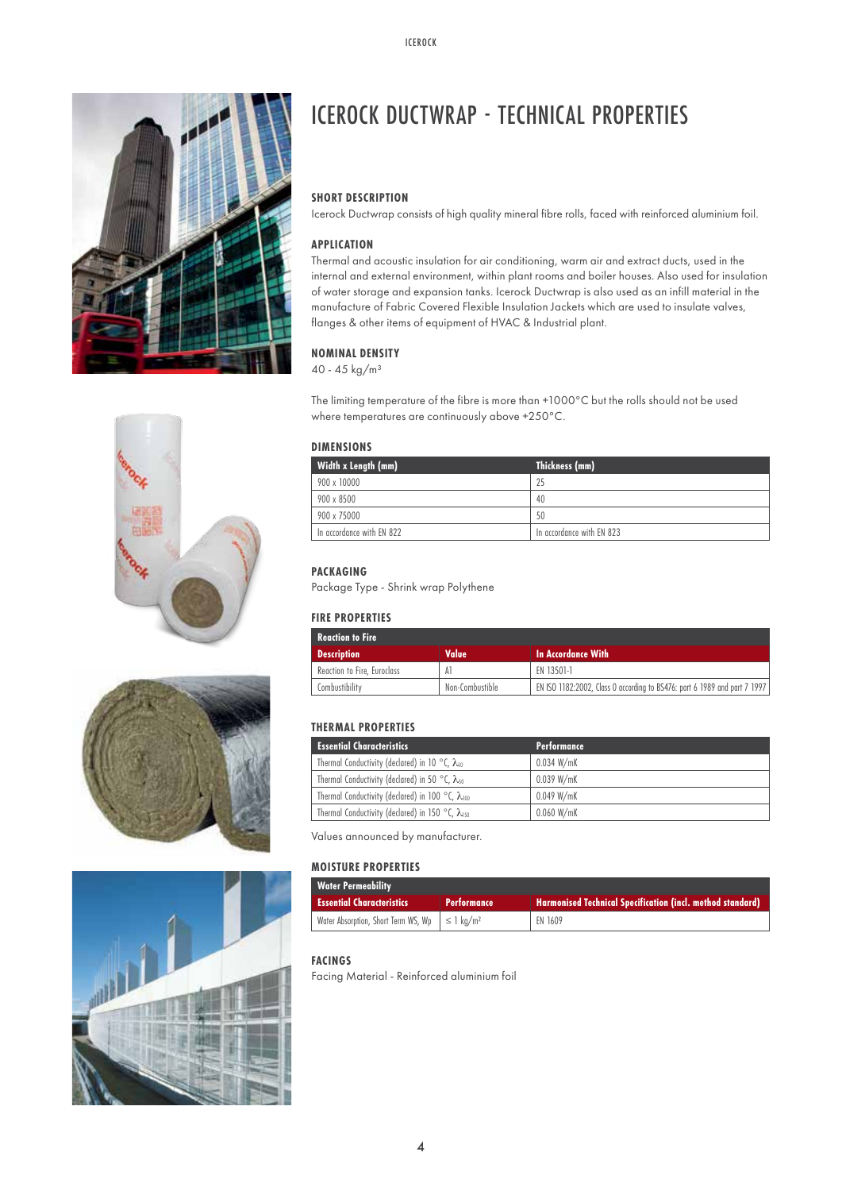// ICEROCK DUCTWRAP - TECHNICAL PROPERTIES

### SHORT DESCRIPTION

Icerock Ductwrap consists of high quality mineral fibre rolls, faced with reinforced aluminium foil.

### APPLICATION

Thermal and acoustic insulation for air conditioning, warm air and extract ducts, used in the internal and external environment, within plant rooms and boiler houses. Also used for insulation of water storage and expansion tanks. Icerock Ductwrap is also used as an infill material in the manufacture of Fabric Covered Flexible Insulation Jackets which are used to insulate valves, flanges & other items of equipment of HVAC & Industrial plant.

### NOMINAL DENSITY

40 - 45 kg/m³

The limiting temperature of the fibre is more than +1000°C but the rolls should not be used where temperatures are continuously above +250°C.

### DIMENSIONS

| Width x Length (mm) | Thickness (mm) |
|---|---|
| 900 x 10000 | 25 |
| 900 x 8500 | 40 |
| 900 x 75000 | 50 |
| In accordance with EN 822 | In accordance with EN 823 |

### PACKAGING

Package Type - Shrink wrap Polythene

### FIRE PROPERTIES

| Reaction to Fire | | |
|---|---|---|
| **Description** | **Value** | **In Accordance With** |
| Reaction to Fire, Euroclass | A1 | EN 13501-1 |
| Combustibility | Non-Combustible | EN ISO 1182:2002, Class 0 according to BS476: part 6 1989 and part 7 1997 |

### THERMAL PROPERTIES

| Essential Characteristics | Performance |
|---|---|
| Thermal Conductivity (declared) in 10 °C, $\lambda_{10}$ | 0.034 W/mK |
| Thermal Conductivity (declared) in 50 °C, $\lambda_{50}$ | 0.039 W/mK |
| Thermal Conductivity (declared) in 100 °C, $\lambda_{100}$ | 0.049 W/mK |
| Thermal Conductivity (declared) in 150 °C, $\lambda_{150}$ | 0.060 W/mK |

Values announced by manufacturer.

### MOISTURE PROPERTIES

| Water Permeability | | |
|---|---|---|
| **Essential Characteristics** | **Performance** | **Harmonised Technical Specification (incl. method standard)** |
| Water Absorption, Short Term WS, Wp | ≤ 1 kg/m² | EN 1609 |

### FACINGS

Facing Material - Reinforced aluminium foil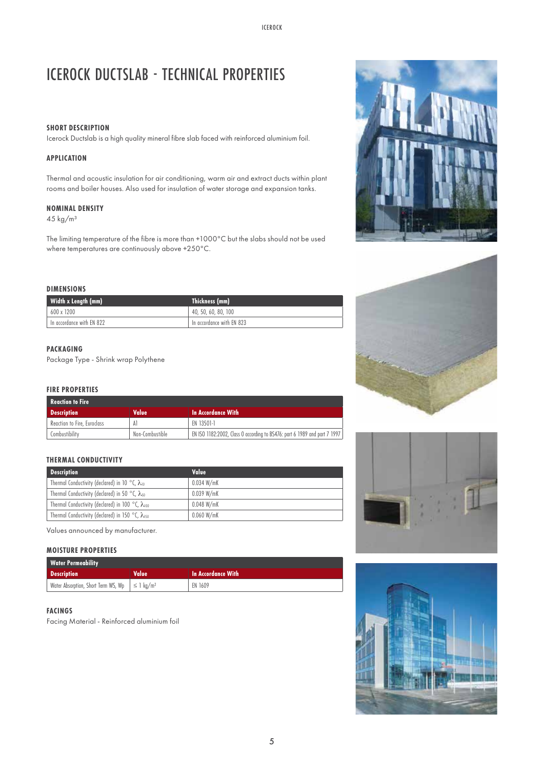# ICEROCK DUCTSLAB - TECHNICAL PROPERTIES

### SHORT DESCRIPTION

Icerock Ductslab is a high quality mineral fibre slab faced with reinforced aluminium foil.

### APPLICATION

Thermal and acoustic insulation for air conditioning, warm air and extract ducts within plant rooms and boiler houses. Also used for insulation of water storage and expansion tanks.

### NOMINAL DENSITY

45 kg/m³

The limiting temperature of the fibre is more than +1000°C but the slabs should not be used where temperatures are continuously above +250°C.

### DIMENSIONS

| Width x Length (mm) | Thickness (mm) |
|---|---|
| 600 x 1200 | 40, 50, 60, 80, 100 |
| In accordance with EN 822 | In accordance with EN 823 |

### PACKAGING

Package Type - Shrink wrap Polythene

### FIRE PROPERTIES

| Reaction to Fire | | |
|---|---|---|
| **Description** | **Value** | **In Accordance With** |
| Reaction to Fire, Euroclass | A1 | EN 13501-1 |
| Combustibility | Non-Combustible | EN ISO 1182:2002, Class 0 according to BS476: part 6 1989 and part 7 1997 |

### THERMAL CONDUCTIVITY

| Description | Value |
|---|---|
| Thermal Conductivity (declared) in 10 °C, $\lambda_{10}$ | 0.034 W/mK |
| Thermal Conductivity (declared) in 50 °C, $\lambda_{50}$ | 0.039 W/mK |
| Thermal Conductivity (declared) in 100 °C, $\lambda_{100}$ | 0.048 W/mK |
| Thermal Conductivity (declared) in 150 °C, $\lambda_{150}$ | 0.060 W/mK |

Values announced by manufacturer.

### MOISTURE PROPERTIES

| Water Permeability | | |
|---|---|---|
| **Description** | **Value** | **In Accordance With** |
| Water Absorption, Short Term WS, Wp | ≤ 1 kg/m² | EN 1609 |

### FACINGS

Facing Material - Reinforced aluminium foil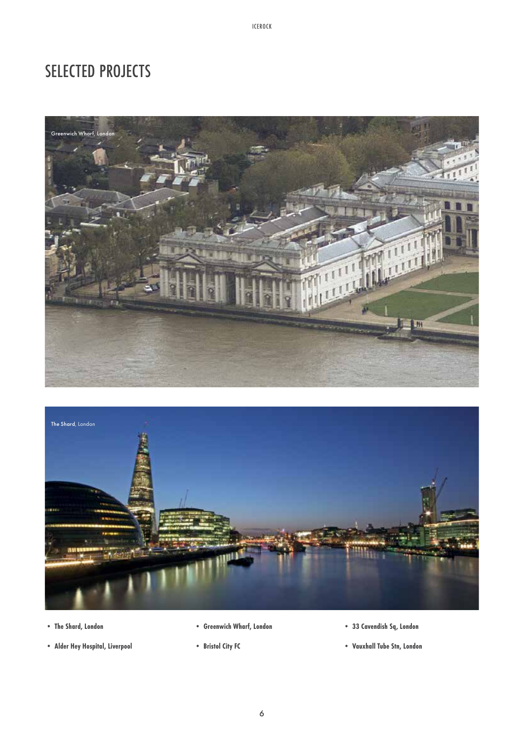# SELECTED PROJECTS

Greenwich Wharf, London

**The Shard**, London

- **The Shard, London**
- **Alder Hey Hospital, Liverpool**
- **Greenwich Wharf, London**
- **Bristol City FC**
- **33 Cavendish Sq, London**
- **Vauxhall Tube Stn, London**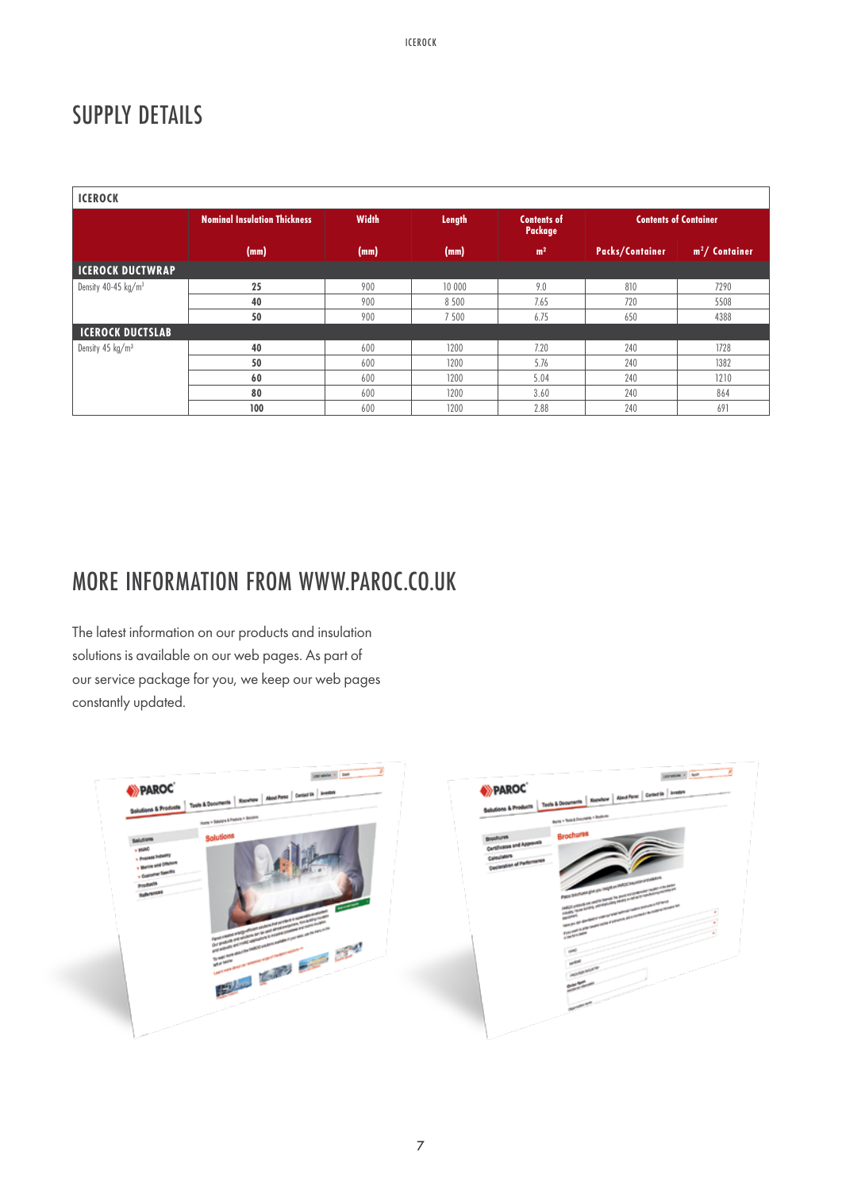# SUPPLY DETAILS

| ICEROCK | | | | | | |
|---|---|---|---|---|---|---|
| | **Nominal Insulation Thickness** | **Width** | **Length** | **Contents of Package** | **Contents of Container** | |
| | **(mm)** | **(mm)** | **(mm)** | **m²** | **Packs/Container** | **m²/ Container** |
| **ICEROCK DUCTWRAP** | | | | | | |
| Density 40-45 kg/m³ | **25** | 900 | 10 000 | 9.0 | 810 | 7290 |
| | **40** | 900 | 8 500 | 7.65 | 720 | 5508 |
| | **50** | 900 | 7 500 | 6.75 | 650 | 4388 |
| **ICEROCK DUCTSLAB** | | | | | | |
| Density 45 kg/m³ | **40** | 600 | 1200 | 7.20 | 240 | 1728 |
| | **50** | 600 | 1200 | 5.76 | 240 | 1382 |
| | **60** | 600 | 1200 | 5.04 | 240 | 1210 |
| | **80** | 600 | 1200 | 3.60 | 240 | 864 |
| | **100** | 600 | 1200 | 2.88 | 240 | 691 |

# MORE INFORMATION FROM WWW.PAROC.CO.UK

The latest information on our products and insulation solutions is available on our web pages. As part of our service package for you, we keep our web pages constantly updated.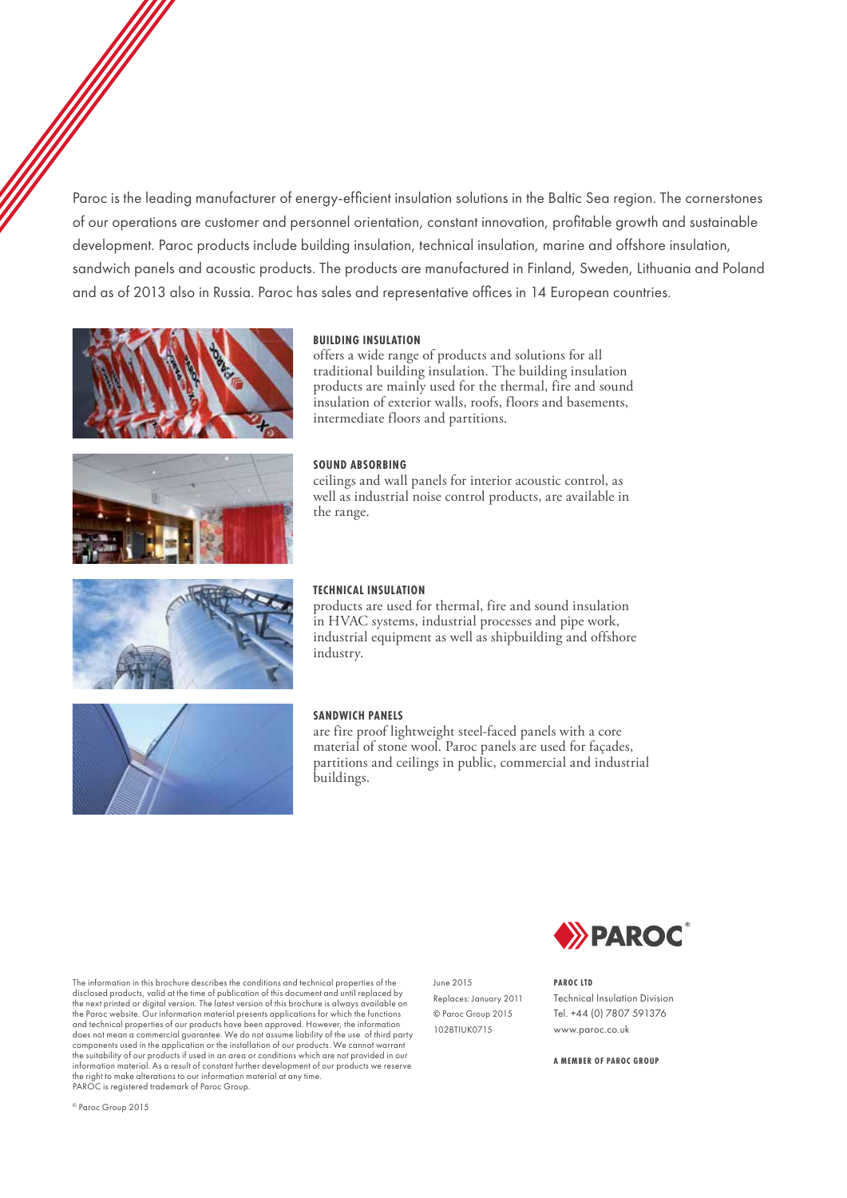Paroc is the leading manufacturer of energy-efficient insulation solutions in the Baltic Sea region. The cornerstones of our operations are customer and personnel orientation, constant innovation, profitable growth and sustainable development. Paroc products include building insulation, technical insulation, marine and offshore insulation, sandwich panels and acoustic products. The products are manufactured in Finland, Sweden, Lithuania and Poland and as of 2013 also in Russia. Paroc has sales and representative offices in 14 European countries.

**BUILDING INSULATION**
offers a wide range of products and solutions for all traditional building insulation. The building insulation products are mainly used for the thermal, fire and sound insulation of exterior walls, roofs, floors and basements, intermediate floors and partitions.

**SOUND ABSORBING**
ceilings and wall panels for interior acoustic control, as well as industrial noise control products, are available in the range.

**TECHNICAL INSULATION**
products are used for thermal, fire and sound insulation in HVAC systems, industrial processes and pipe work, industrial equipment as well as shipbuilding and offshore industry.

**SANDWICH PANELS**
are fire proof lightweight steel-faced panels with a core material of stone wool. Paroc panels are used for façades, partitions and ceilings in public, commercial and industrial buildings.

The information in this brochure describes the conditions and technical properties of the disclosed products, valid at the time of publication of this document and until replaced by the next printed or digital version. The latest version of this brochure is always available on the Paroc website. Our information material presents applications for which the functions and technical properties of our products have been approved. However, the information does not mean a commercial guarantee. We do not assume liability of the use of third party components used in the application or the installation of our products. We cannot warrant the suitability of our products if used in an area or conditions which are not provided in our information material. As a result of constant further development of our products we reserve the right to make alterations to our information material at any time.
PAROC is registered trademark of Paroc Group.

© Paroc Group 2015

June 2015
Replaces: January 2011
© Paroc Group 2015
1028TIUK0715

PAROC®

**PAROC LTD**
Technical Insulation Division
Tel. +44 (0) 7807 591376
www.paroc.co.uk

**A MEMBER OF PAROC GROUP**